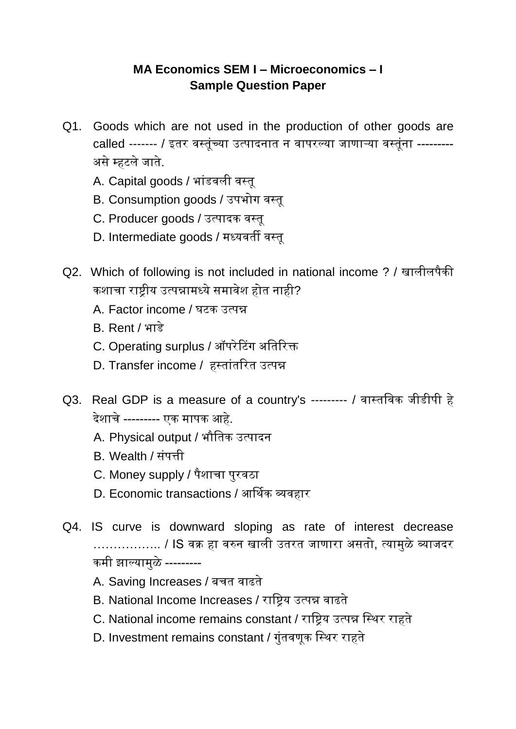**MA Economics SEM I – Microeconomics – I**
**Sample Question Paper**

Q1. Goods which are not used in the production of other goods are called ------- / इतर वस्तूंच्या उत्पादनात न वापरल्या जाणाऱ्या वस्तूंना --------- असे म्हटले जाते.

A. Capital goods / भांडवली वस्तू
B. Consumption goods / उपभोग वस्तू
C. Producer goods / उत्पादक वस्तू
D. Intermediate goods / मध्यवर्ती वस्तू

Q2. Which of following is not included in national income ? / खालीलपैकी कशाचा राष्ट्रीय उत्पन्नामध्ये समावेश होत नाही?

A. Factor income / घटक उत्पन्न
B. Rent / भाडे
C. Operating surplus / ऑपरेटिंग अतिरिक्त
D. Transfer income / हस्तांतरित उत्पन्न

Q3. Real GDP is a measure of a country's --------- / वास्तविक जीडीपी हे देशाचे --------- एक मापक आहे.

A. Physical output / भौतिक उत्पादन
B. Wealth / संपत्ती
C. Money supply / पैशाचा पुरवठा
D. Economic transactions / आर्थिक व्यवहार

Q4. IS curve is downward sloping as rate of interest decrease …………….. / IS वक्र हा वरुन खाली उतरत जाणारा असतो, त्यामुळे व्याजदर कमी झाल्यामुळे ---------

A. Saving Increases / बचत वाढते
B. National Income Increases / राष्ट्रिय उत्पन्न वाढते
C. National income remains constant / राष्ट्रिय उत्पन्न स्थिर राहते
D. Investment remains constant / गुंतवणूक स्थिर राहते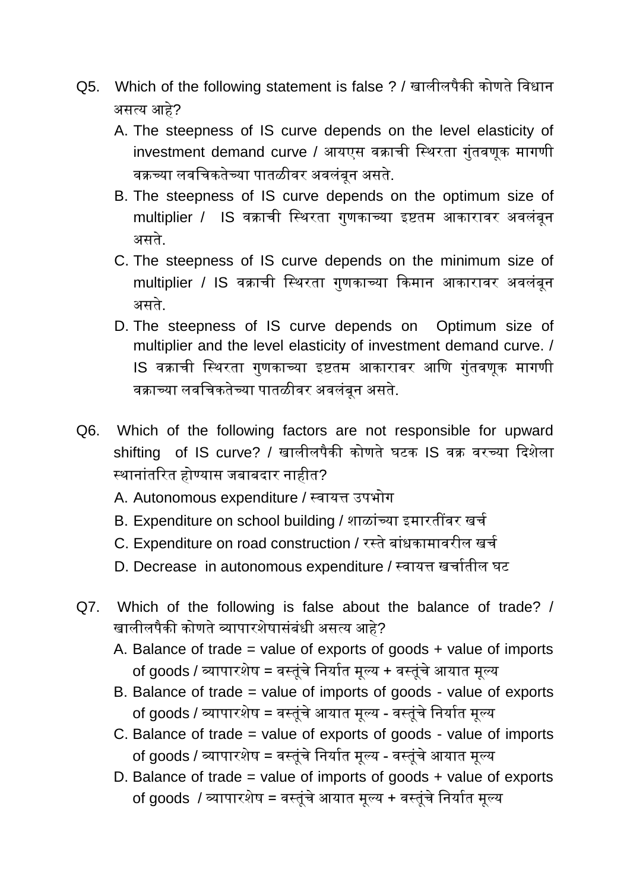Q5. Which of the following statement is false ? / खालीलपैकी कोणते विधान असत्य आहे?

A. The steepness of IS curve depends on the level elasticity of investment demand curve / आयएस वक्राची स्थिरता गुंतवणूक मागणी वक्रच्या लवचिकतेच्या पातळीवर अवलंबून असते.

B. The steepness of IS curve depends on the optimum size of multiplier / IS वक्राची स्थिरता गुणकाच्या इष्टतम आकारावर अवलंबून असते.

C. The steepness of IS curve depends on the minimum size of multiplier / IS वक्राची स्थिरता गुणकाच्या किमान आकारावर अवलंबून असते.

D. The steepness of IS curve depends on Optimum size of multiplier and the level elasticity of investment demand curve. / IS वक्राची स्थिरता गुणकाच्या इष्टतम आकारावर आणि गुंतवणूक मागणी वक्राच्या लवचिकतेच्या पातळीवर अवलंबून असते.

Q6. Which of the following factors are not responsible for upward shifting of IS curve? / खालीलपैकी कोणते घटक IS वक्र वरच्या दिशेला स्थानांतरित होण्यास जबाबदार नाहीत?

A. Autonomous expenditure / स्वायत्त उपभोग

B. Expenditure on school building / शाळांच्या इमारतींवर खर्च

C. Expenditure on road construction / रस्ते बांधकामावरील खर्च

D. Decrease in autonomous expenditure / स्वायत्त खर्चातील घट

Q7. Which of the following is false about the balance of trade? / खालीलपैकी कोणते व्यापारशेषासंबंधी असत्य आहे?

A. Balance of trade = value of exports of goods + value of imports of goods / व्यापारशेष = वस्तूंचे निर्यात मूल्य + वस्तूंचे आयात मूल्य

B. Balance of trade = value of imports of goods - value of exports of goods / व्यापारशेष = वस्तूंचे आयात मूल्य - वस्तूंचे निर्यात मूल्य

C. Balance of trade = value of exports of goods - value of imports of goods / व्यापारशेष = वस्तूंचे निर्यात मूल्य - वस्तूंचे आयात मूल्य

D. Balance of trade = value of imports of goods + value of exports of goods / व्यापारशेष = वस्तूंचे आयात मूल्य + वस्तूंचे निर्यात मूल्य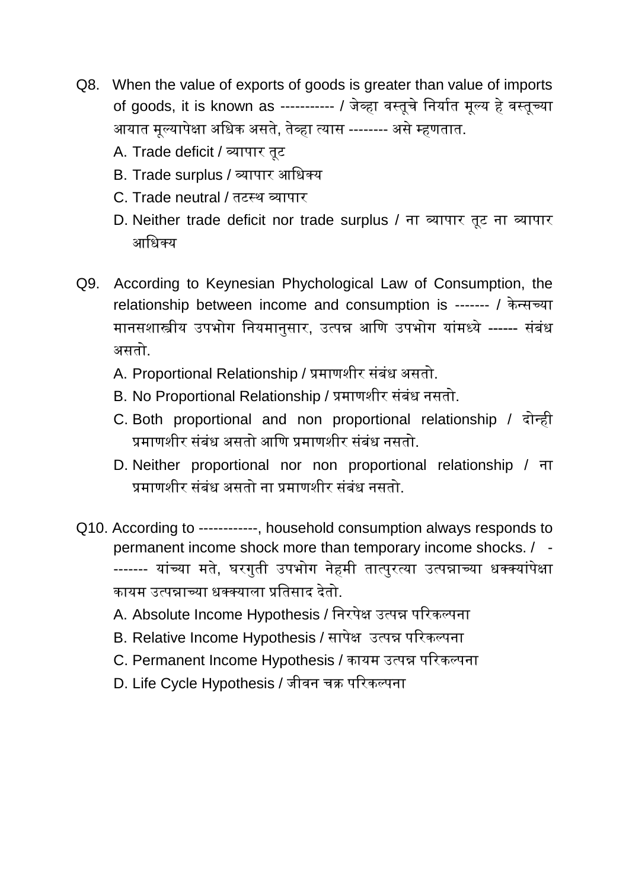Q8. When the value of exports of goods is greater than value of imports of goods, it is known as ----------- / जेव्हा वस्तूचे निर्यात मूल्य हे वस्तूच्या आयात मूल्यापेक्षा अधिक असते, तेव्हा त्यास -------- असे म्हणतात.

A. Trade deficit / व्यापार तूट

B. Trade surplus / व्यापार आधिक्य

C. Trade neutral / तटस्थ व्यापार

D. Neither trade deficit nor trade surplus / ना व्यापार तूट ना व्यापार आधिक्य

Q9. According to Keynesian Phychological Law of Consumption, the relationship between income and consumption is ------- / केन्सच्या मानसशास्त्रीय उपभोग नियमानुसार, उत्पन्न आणि उपभोग यांमध्ये ------ संबंध असतो.

A. Proportional Relationship / प्रमाणशीर संबंध असतो.

B. No Proportional Relationship / प्रमाणशीर संबंध नसतो.

C. Both proportional and non proportional relationship / दोन्ही प्रमाणशीर संबंध असतो आणि प्रमाणशीर संबंध नसतो.

D. Neither proportional nor non proportional relationship / ना प्रमाणशीर संबंध असतो ना प्रमाणशीर संबंध नसतो.

Q10. According to ------------, household consumption always responds to permanent income shock more than temporary income shocks. / -------- यांच्या मते, घरगुती उपभोग नेहमी तात्पुरत्या उत्पन्नाच्या धक्क्यांपेक्षा कायम उत्पन्नाच्या धक्क्याला प्रतिसाद देतो.

A. Absolute Income Hypothesis / निरपेक्ष उत्पन्न परिकल्पना

B. Relative Income Hypothesis / सापेक्ष उत्पन्न परिकल्पना

C. Permanent Income Hypothesis / कायम उत्पन्न परिकल्पना

D. Life Cycle Hypothesis / जीवन चक्र परिकल्पना